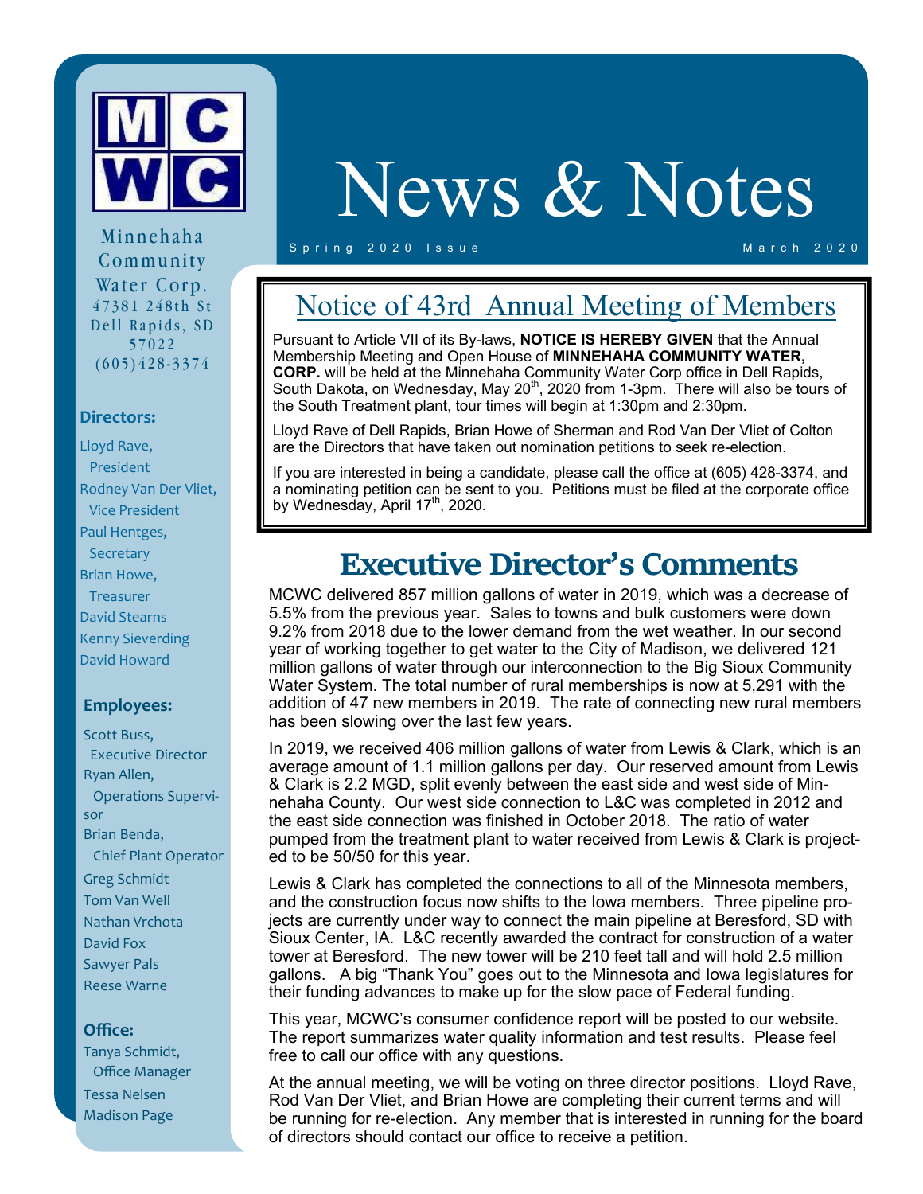# News & Notes

Spring 2020 Issue — March 2020

Minnehaha Community Water Corp.
47381 248th St
Dell Rapids, SD 57022
(605)428-3374

**Directors:**

- Lloyd Rave, President
- Rodney Van Der Vliet, Vice President
- Paul Hentges, Secretary
- Brian Howe, Treasurer
- David Stearns
- Kenny Sieverding
- David Howard

**Employees:**

- Scott Buss, Executive Director
- Ryan Allen, Operations Supervisor
- Brian Benda, Chief Plant Operator
- Greg Schmidt
- Tom Van Well
- Nathan Vrchota
- David Fox
- Sawyer Pals
- Reese Warne

**Office:**

- Tanya Schmidt, Office Manager
- Tessa Nelsen
- Madison Page

## Notice of 43rd Annual Meeting of Members

Pursuant to Article VII of its By-laws, **NOTICE IS HEREBY GIVEN** that the Annual Membership Meeting and Open House of **MINNEHAHA COMMUNITY WATER, CORP.** will be held at the Minnehaha Community Water Corp office in Dell Rapids, South Dakota, on Wednesday, May 20th, 2020 from 1-3pm. There will also be tours of the South Treatment plant, tour times will begin at 1:30pm and 2:30pm.

Lloyd Rave of Dell Rapids, Brian Howe of Sherman and Rod Van Der Vliet of Colton are the Directors that have taken out nomination petitions to seek re-election.

If you are interested in being a candidate, please call the office at (605) 428-3374, and a nominating petition can be sent to you. Petitions must be filed at the corporate office by Wednesday, April 17th, 2020.

## Executive Director's Comments

MCWC delivered 857 million gallons of water in 2019, which was a decrease of 5.5% from the previous year. Sales to towns and bulk customers were down 9.2% from 2018 due to the lower demand from the wet weather. In our second year of working together to get water to the City of Madison, we delivered 121 million gallons of water through our interconnection to the Big Sioux Community Water System. The total number of rural memberships is now at 5,291 with the addition of 47 new members in 2019. The rate of connecting new rural members has been slowing over the last few years.

In 2019, we received 406 million gallons of water from Lewis & Clark, which is an average amount of 1.1 million gallons per day. Our reserved amount from Lewis & Clark is 2.2 MGD, split evenly between the east side and west side of Minnehaha County. Our west side connection to L&C was completed in 2012 and the east side connection was finished in October 2018. The ratio of water pumped from the treatment plant to water received from Lewis & Clark is projected to be 50/50 for this year.

Lewis & Clark has completed the connections to all of the Minnesota members, and the construction focus now shifts to the Iowa members. Three pipeline projects are currently under way to connect the main pipeline at Beresford, SD with Sioux Center, IA. L&C recently awarded the contract for construction of a water tower at Beresford. The new tower will be 210 feet tall and will hold 2.5 million gallons. A big "Thank You" goes out to the Minnesota and Iowa legislatures for their funding advances to make up for the slow pace of Federal funding.

This year, MCWC's consumer confidence report will be posted to our website. The report summarizes water quality information and test results. Please feel free to call our office with any questions.

At the annual meeting, we will be voting on three director positions. Lloyd Rave, Rod Van Der Vliet, and Brian Howe are completing their current terms and will be running for re-election. Any member that is interested in running for the board of directors should contact our office to receive a petition.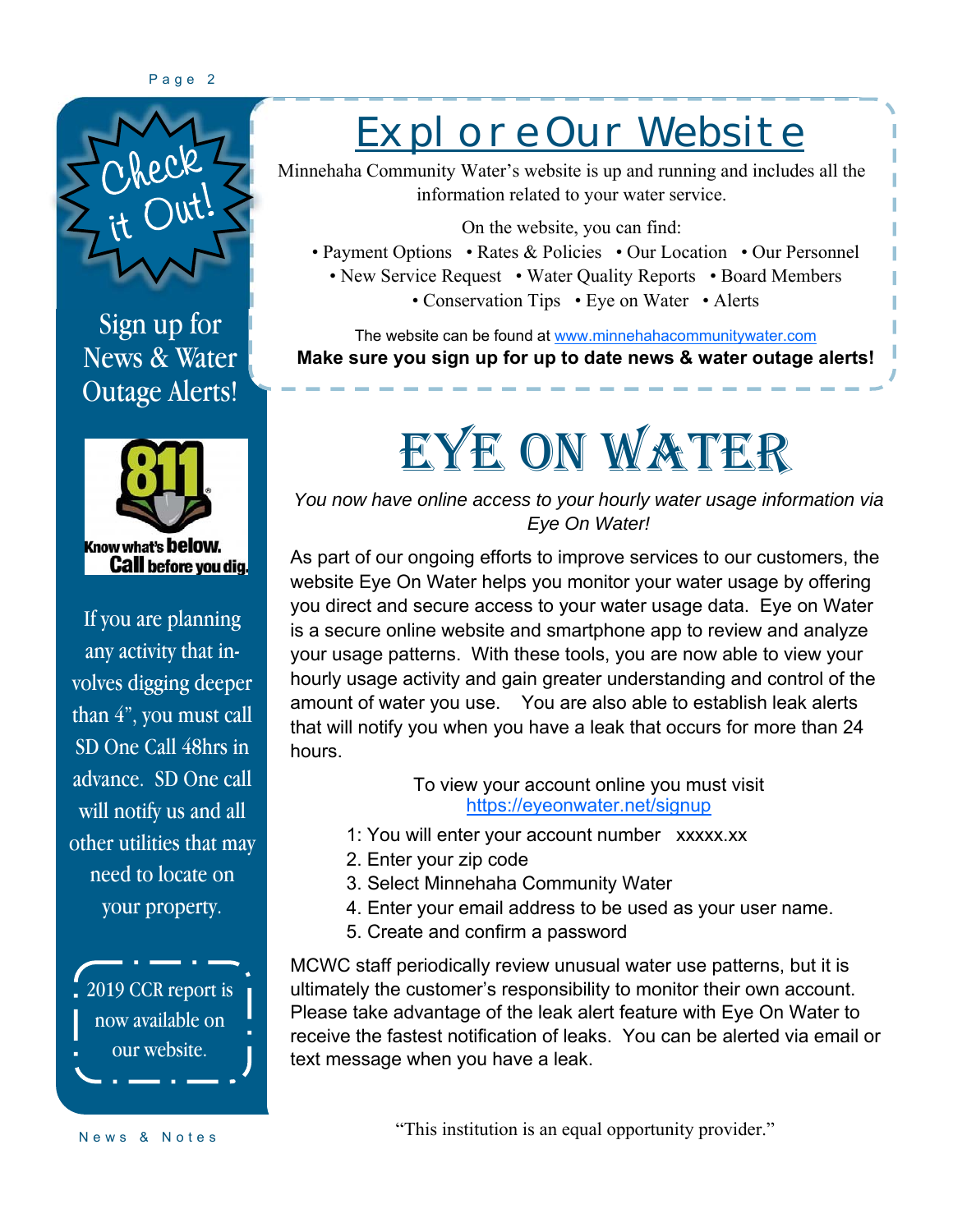# Explore Our Website

Minnehaha Community Water's website is up and running and includes all the information related to your water service.

On the website, you can find:

• Payment Options • Rates & Policies • Our Location • Our Personnel
• New Service Request • Water Quality Reports • Board Members
• Conservation Tips • Eye on Water • Alerts

The website can be found at www.minnehahacommunitywater.com

**Make sure you sign up for up to date news & water outage alerts!**

# EYE ON WATER

*You now have online access to your hourly water usage information via Eye On Water!*

As part of our ongoing efforts to improve services to our customers, the website Eye On Water helps you monitor your water usage by offering you direct and secure access to your water usage data. Eye on Water is a secure online website and smartphone app to review and analyze your usage patterns. With these tools, you are now able to view your hourly usage activity and gain greater understanding and control of the amount of water you use. You are also able to establish leak alerts that will notify you when you have a leak that occurs for more than 24 hours.

To view your account online you must visit https://eyeonwater.net/signup

1: You will enter your account number xxxxx.xx
2. Enter your zip code
3. Select Minnehaha Community Water
4. Enter your email address to be used as your user name.
5. Create and confirm a password

MCWC staff periodically review unusual water use patterns, but it is ultimately the customer's responsibility to monitor their own account. Please take advantage of the leak alert feature with Eye On Water to receive the fastest notification of leaks. You can be alerted via email or text message when you have a leak.

"This institution is an equal opportunity provider."

Check it Out!

Sign up for News & Water Outage Alerts!

811 Know what's below. Call before you dig.

If you are planning any activity that involves digging deeper than 4", you must call SD One Call 48hrs in advance. SD One call will notify us and all other utilities that may need to locate on your property.

2019 CCR report is now available on our website.